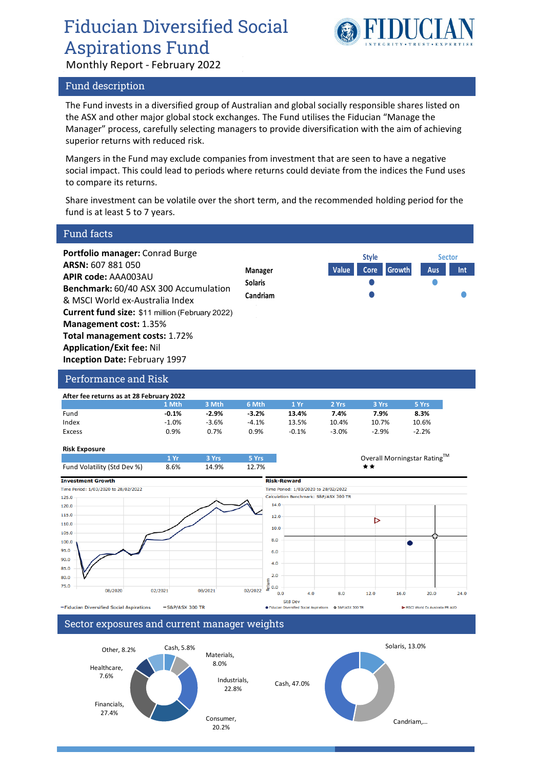# Fiducian Diversified Social Aspirations Fund

Monthly Report - February 2022

## Fund description

The Fund invests in a diversified group of Australian and global socially responsible shares listed on the ASX and other major global stock exchanges. The Fund utilises the Fiducian "Manage the Manager" process, carefully selecting managers to provide diversification with the aim of achieving superior returns with reduced risk.

Mangers in the Fund may exclude companies from investment that are seen to have a negative social impact. This could lead to periods where returns could deviate from the indices the Fund uses to compare its returns.

Share investment can be volatile over the short term, and the recommended holding period for the fund is at least 5 to 7 years.

## Fund facts

**Portfolio manager:** Conrad Burge
**ARSN:** 607 881 050
**APIR code:** AAA003AU
**Benchmark:** 60/40 ASX 300 Accumulation & MSCI World ex-Australia Index
**Current fund size:** $11 million (February 2022)
**Management cost:** 1.35%
**Total management costs:** 1.72%
**Application/Exit fee:** Nil
**Inception Date:** February 1997

| Manager | Style: Value | Style: Core | Style: Growth | Sector: Aus | Sector: Int |
|---|---|---|---|---|---|
| Solaris | | ● | | ● | |
| Candriam | | ● | | | ● |

## Performance and Risk

**After fee returns as at 28 February 2022**

| | 1 Mth | 3 Mth | 6 Mth | 1 Yr | 2 Yrs | 3 Yrs | 5 Yrs |
|---|---|---|---|---|---|---|---|
| Fund | **-0.1%** | **-2.9%** | **-3.2%** | **13.4%** | **7.4%** | **7.9%** | **8.3%** |
| Index | -1.0% | -3.6% | -4.1% | 13.5% | 10.4% | 10.7% | 10.6% |
| Excess | 0.9% | 0.7% | 0.9% | -0.1% | -3.0% | -2.9% | -2.2% |

**Risk Exposure**

| | 1 Yr | 3 Yrs | 5 Yrs |
|---|---|---|---|
| Fund Volatility (Std Dev %) | 8.6% | 14.9% | 12.7% |

Overall Morningstar Rating™ ★★

**Investment Growth**
Time Period: 1/03/2020 to 28/02/2022
—Fiducian Diversified Social Aspirations —S&P/ASX 300 TR

**Risk-Reward**
Time Period: 1/03/2020 to 28/02/2022
Calculation Benchmark: S&P/ASX 300 TR
● Fiducian Diversified Social Aspirations ✪ S&P/ASX 300 TR ▷ MSCI World Ex Australia PR AUD

## Sector exposures and current manager weights

| Sector | Weight |
|---|---|
| Materials | 8.0% |
| Industrials | 22.8% |
| Consumer | 20.2% |
| Financials | 27.4% |
| Healthcare | 7.6% |
| Other | 8.2% |
| Cash | 5.8% |

| Manager | Weight |
|---|---|
| Solaris | 13.0% |
| Candriam | ... |
| Cash | 47.0% |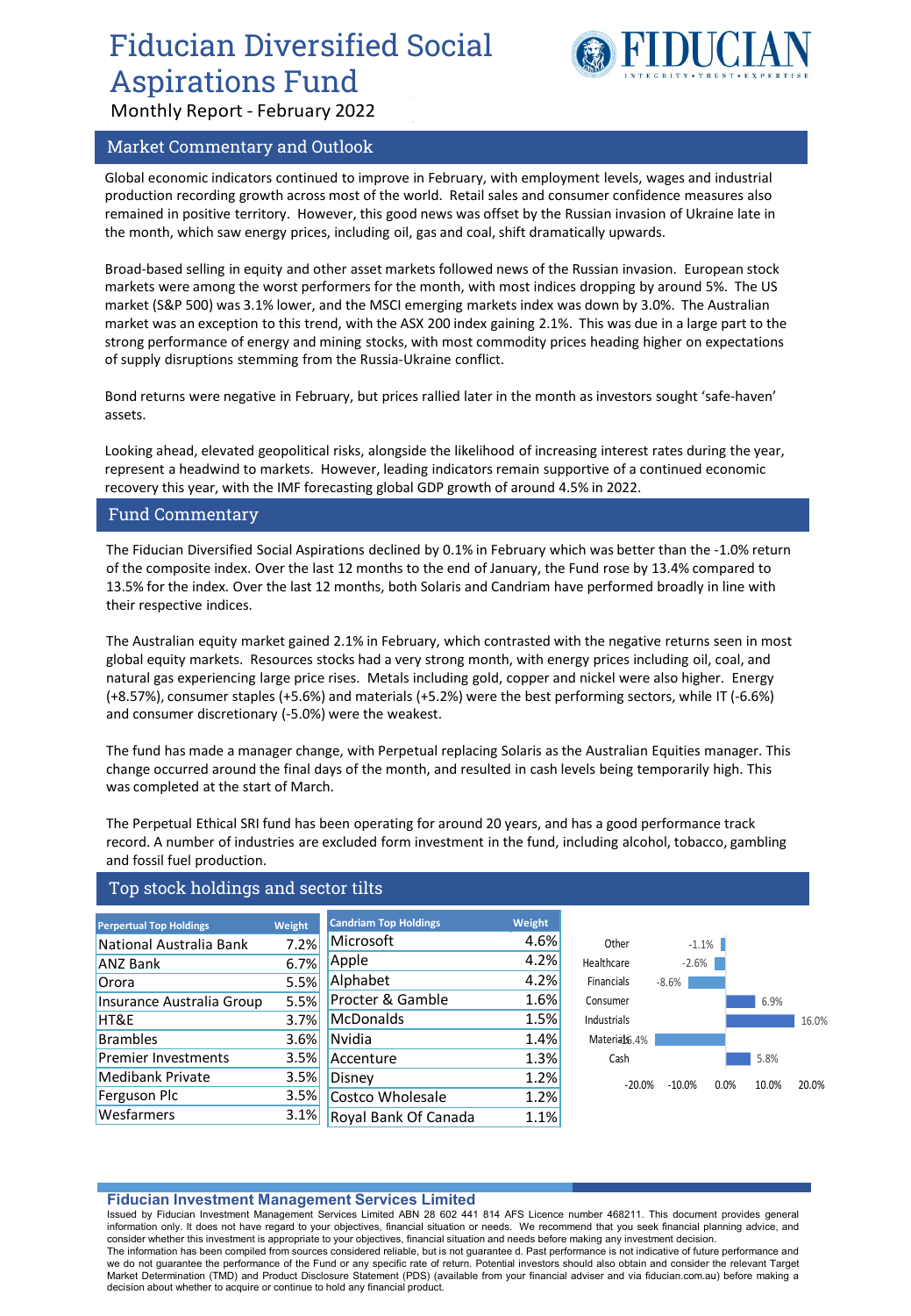# Fiducian Diversified Social Aspirations Fund

Monthly Report - February 2022

## Market Commentary and Outlook

Global economic indicators continued to improve in February, with employment levels, wages and industrial production recording growth across most of the world. Retail sales and consumer confidence measures also remained in positive territory. However, this good news was offset by the Russian invasion of Ukraine late in the month, which saw energy prices, including oil, gas and coal, shift dramatically upwards.

Broad-based selling in equity and other asset markets followed news of the Russian invasion. European stock markets were among the worst performers for the month, with most indices dropping by around 5%. The US market (S&P 500) was 3.1% lower, and the MSCI emerging markets index was down by 3.0%. The Australian market was an exception to this trend, with the ASX 200 index gaining 2.1%. This was due in a large part to the strong performance of energy and mining stocks, with most commodity prices heading higher on expectations of supply disruptions stemming from the Russia-Ukraine conflict.

Bond returns were negative in February, but prices rallied later in the month as investors sought 'safe-haven' assets.

Looking ahead, elevated geopolitical risks, alongside the likelihood of increasing interest rates during the year, represent a headwind to markets. However, leading indicators remain supportive of a continued economic recovery this year, with the IMF forecasting global GDP growth of around 4.5% in 2022.

## Fund Commentary

The Fiducian Diversified Social Aspirations declined by 0.1% in February which was better than the -1.0% return of the composite index. Over the last 12 months to the end of January, the Fund rose by 13.4% compared to 13.5% for the index. Over the last 12 months, both Solaris and Candriam have performed broadly in line with their respective indices.

The Australian equity market gained 2.1% in February, which contrasted with the negative returns seen in most global equity markets. Resources stocks had a very strong month, with energy prices including oil, coal, and natural gas experiencing large price rises. Metals including gold, copper and nickel were also higher. Energy (+8.57%), consumer staples (+5.6%) and materials (+5.2%) were the best performing sectors, while IT (-6.6%) and consumer discretionary (-5.0%) were the weakest.

The fund has made a manager change, with Perpetual replacing Solaris as the Australian Equities manager. This change occurred around the final days of the month, and resulted in cash levels being temporarily high. This was completed at the start of March.

The Perpetual Ethical SRI fund has been operating for around 20 years, and has a good performance track record. A number of industries are excluded form investment in the fund, including alcohol, tobacco, gambling and fossil fuel production.

## Top stock holdings and sector tilts

| Perpertual Top Holdings | Weight |
|---|---|
| National Australia Bank | 7.2% |
| ANZ Bank | 6.7% |
| Orora | 5.5% |
| Insurance Australia Group | 5.5% |
| HT&E | 3.7% |
| Brambles | 3.6% |
| Premier Investments | 3.5% |
| Medibank Private | 3.5% |
| Ferguson Plc | 3.5% |
| Wesfarmers | 3.1% |

| Candriam Top Holdings | Weight |
|---|---|
| Microsoft | 4.6% |
| Apple | 4.2% |
| Alphabet | 4.2% |
| Procter & Gamble | 1.6% |
| McDonalds | 1.5% |
| Nvidia | 1.4% |
| Accenture | 1.3% |
| Disney | 1.2% |
| Costco Wholesale | 1.2% |
| Royal Bank Of Canada | 1.1% |

Other -1.1%
Healthcare -2.6%
Financials -8.6%
Consumer 6.9%
Industrials 16.0%
Materials -16.4%
Cash 5.8%
-20.0% -10.0% 0.0% 10.0% 20.0%

**Fiducian Investment Management Services Limited**

Issued by Fiducian Investment Management Services Limited ABN 28 602 441 814 AFS Licence number 468211. This document provides general information only. It does not have regard to your objectives, financial situation or needs. We recommend that you seek financial planning advice, and consider whether this investment is appropriate to your objectives, financial situation and needs before making any investment decision.
The information has been compiled from sources considered reliable, but is not guarantee d. Past performance is not indicative of future performance and we do not guarantee the performance of the Fund or any specific rate of return. Potential investors should also obtain and consider the relevant Target Market Determination (TMD) and Product Disclosure Statement (PDS) (available from your financial adviser and via fiducian.com.au) before making a decision about whether to acquire or continue to hold any financial product.